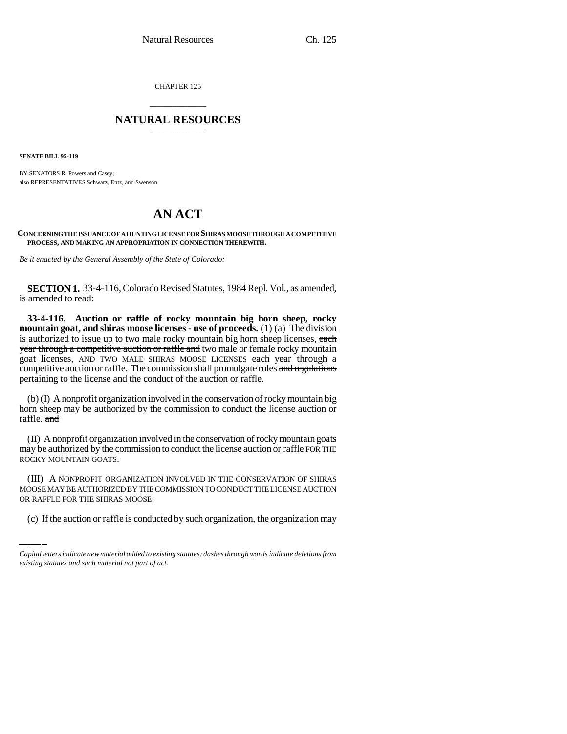CHAPTER 125

# NATURAL RESOURCES

**SENATE BILL 95-119**

BY SENATORS R. Powers and Casey;
also REPRESENTATIVES Schwarz, Entz, and Swenson.

# AN ACT

**CONCERNING THE ISSUANCE OF A HUNTING LICENSE FOR SHIRAS MOOSE THROUGH A COMPETITIVE PROCESS, AND MAKING AN APPROPRIATION IN CONNECTION THEREWITH.**

*Be it enacted by the General Assembly of the State of Colorado:*

**SECTION 1.** 33-4-116, Colorado Revised Statutes, 1984 Repl. Vol., as amended, is amended to read:

**33-4-116. Auction or raffle of rocky mountain big horn sheep, rocky mountain goat, and shiras moose licenses - use of proceeds.** (1) (a) The division is authorized to issue up to two male rocky mountain big horn sheep licenses, ~~each year through a competitive auction or raffle and~~ two male or female rocky mountain goat licenses, AND TWO MALE SHIRAS MOOSE LICENSES each year through a competitive auction or raffle. The commission shall promulgate rules ~~and regulations~~ pertaining to the license and the conduct of the auction or raffle.

(b) (I) A nonprofit organization involved in the conservation of rocky mountain big horn sheep may be authorized by the commission to conduct the license auction or raffle. ~~and~~

(II) A nonprofit organization involved in the conservation of rocky mountain goats may be authorized by the commission to conduct the license auction or raffle FOR THE ROCKY MOUNTAIN GOATS.

(III) A NONPROFIT ORGANIZATION INVOLVED IN THE CONSERVATION OF SHIRAS MOOSE MAY BE AUTHORIZED BY THE COMMISSION TO CONDUCT THE LICENSE AUCTION OR RAFFLE FOR THE SHIRAS MOOSE.

(c) If the auction or raffle is conducted by such organization, the organization may

*Capital letters indicate new material added to existing statutes; dashes through words indicate deletions from existing statutes and such material not part of act.*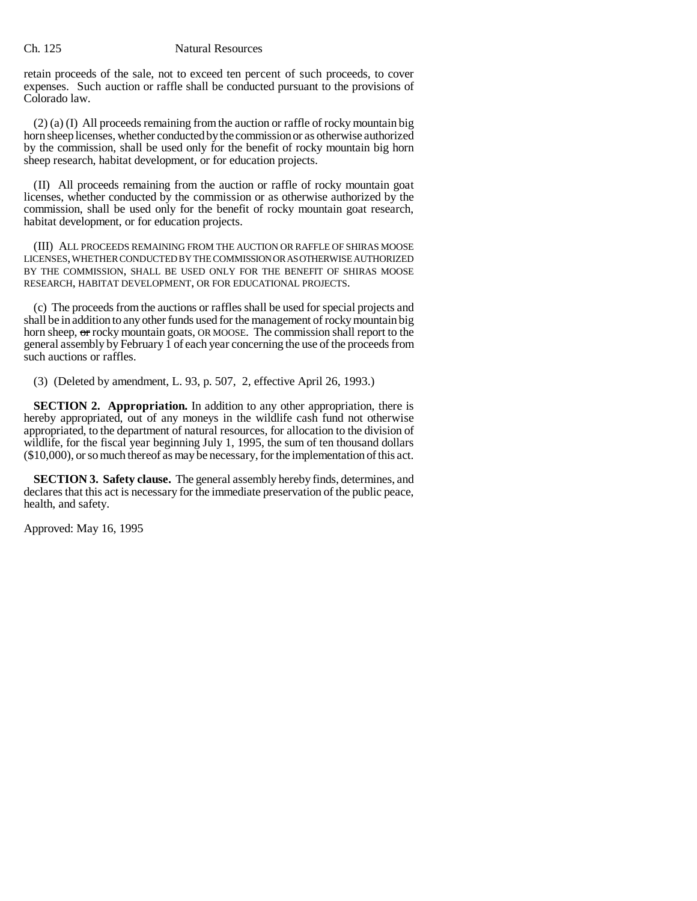retain proceeds of the sale, not to exceed ten percent of such proceeds, to cover expenses. Such auction or raffle shall be conducted pursuant to the provisions of Colorado law.

(2) (a) (I) All proceeds remaining from the auction or raffle of rocky mountain big horn sheep licenses, whether conducted by the commission or as otherwise authorized by the commission, shall be used only for the benefit of rocky mountain big horn sheep research, habitat development, or for education projects.

(II) All proceeds remaining from the auction or raffle of rocky mountain goat licenses, whether conducted by the commission or as otherwise authorized by the commission, shall be used only for the benefit of rocky mountain goat research, habitat development, or for education projects.

(III) ALL PROCEEDS REMAINING FROM THE AUCTION OR RAFFLE OF SHIRAS MOOSE LICENSES, WHETHER CONDUCTED BY THE COMMISSION OR AS OTHERWISE AUTHORIZED BY THE COMMISSION, SHALL BE USED ONLY FOR THE BENEFIT OF SHIRAS MOOSE RESEARCH, HABITAT DEVELOPMENT, OR FOR EDUCATIONAL PROJECTS.

(c) The proceeds from the auctions or raffles shall be used for special projects and shall be in addition to any other funds used for the management of rocky mountain big horn sheep, ~~or~~ rocky mountain goats, OR MOOSE. The commission shall report to the general assembly by February 1 of each year concerning the use of the proceeds from such auctions or raffles.

(3) (Deleted by amendment, L. 93, p. 507, 2, effective April 26, 1993.)

**SECTION 2. Appropriation.** In addition to any other appropriation, there is hereby appropriated, out of any moneys in the wildlife cash fund not otherwise appropriated, to the department of natural resources, for allocation to the division of wildlife, for the fiscal year beginning July 1, 1995, the sum of ten thousand dollars ($10,000), or so much thereof as may be necessary, for the implementation of this act.

**SECTION 3. Safety clause.** The general assembly hereby finds, determines, and declares that this act is necessary for the immediate preservation of the public peace, health, and safety.

Approved: May 16, 1995